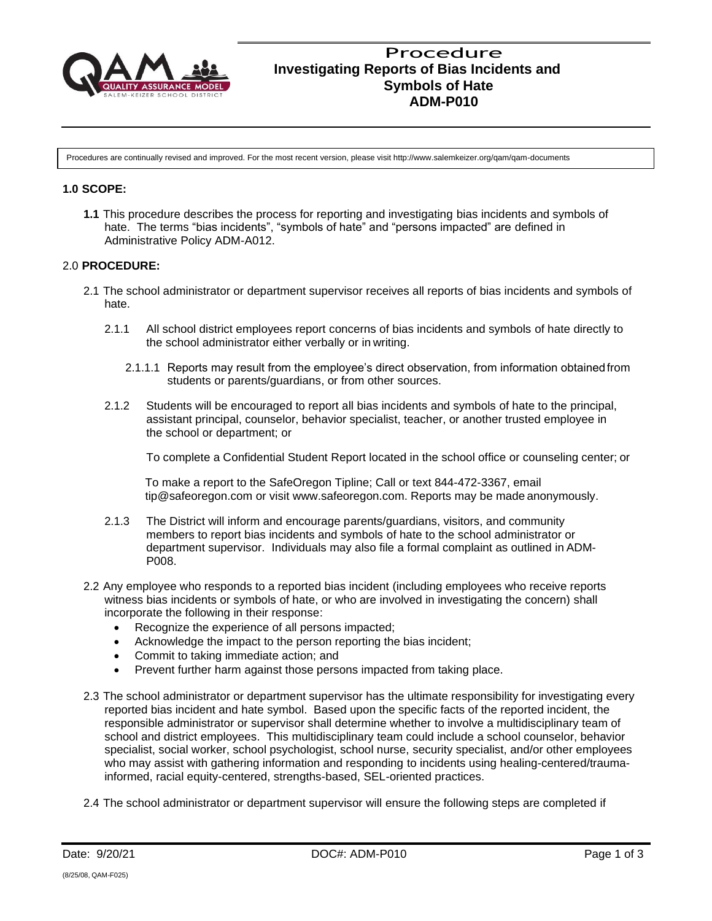# Procedure
## Investigating Reports of Bias Incidents and Symbols of Hate
## ADM-P010

Procedures are continually revised and improved. For the most recent version, please visit http://www.salemkeizer.org/qam/qam-documents

**1.0 SCOPE:**

**1.1** This procedure describes the process for reporting and investigating bias incidents and symbols of hate. The terms "bias incidents", "symbols of hate" and "persons impacted" are defined in Administrative Policy ADM-A012.

2.0 **PROCEDURE:**

2.1 The school administrator or department supervisor receives all reports of bias incidents and symbols of hate.

2.1.1 All school district employees report concerns of bias incidents and symbols of hate directly to the school administrator either verbally or in writing.

2.1.1.1 Reports may result from the employee's direct observation, from information obtained from students or parents/guardians, or from other sources.

2.1.2 Students will be encouraged to report all bias incidents and symbols of hate to the principal, assistant principal, counselor, behavior specialist, teacher, or another trusted employee in the school or department; or

To complete a Confidential Student Report located in the school office or counseling center; or

To make a report to the SafeOregon Tipline; Call or text 844-472-3367, email tip@safeoregon.com or visit www.safeoregon.com. Reports may be made anonymously.

2.1.3 The District will inform and encourage parents/guardians, visitors, and community members to report bias incidents and symbols of hate to the school administrator or department supervisor. Individuals may also file a formal complaint as outlined in ADM-P008.

2.2 Any employee who responds to a reported bias incident (including employees who receive reports witness bias incidents or symbols of hate, or who are involved in investigating the concern) shall incorporate the following in their response:

- Recognize the experience of all persons impacted;
- Acknowledge the impact to the person reporting the bias incident;
- Commit to taking immediate action; and
- Prevent further harm against those persons impacted from taking place.

2.3 The school administrator or department supervisor has the ultimate responsibility for investigating every reported bias incident and hate symbol. Based upon the specific facts of the reported incident, the responsible administrator or supervisor shall determine whether to involve a multidisciplinary team of school and district employees. This multidisciplinary team could include a school counselor, behavior specialist, social worker, school psychologist, school nurse, security specialist, and/or other employees who may assist with gathering information and responding to incidents using healing-centered/trauma-informed, racial equity-centered, strengths-based, SEL-oriented practices.

2.4 The school administrator or department supervisor will ensure the following steps are completed if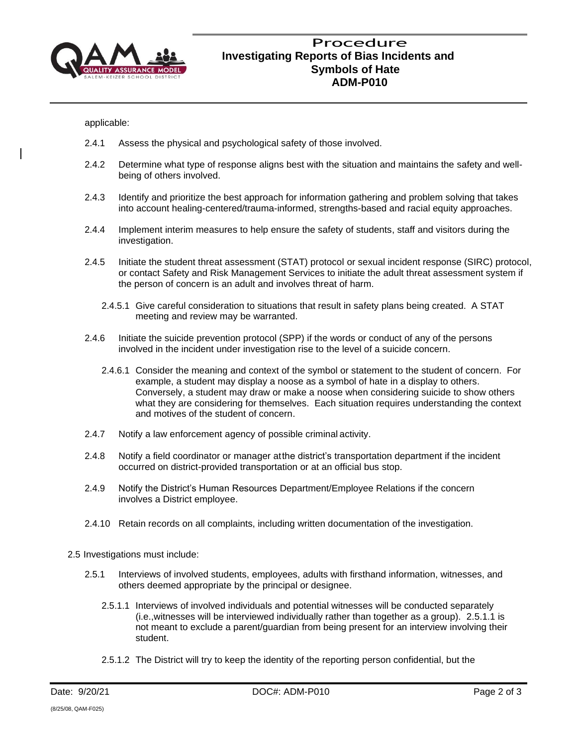applicable:

2.4.1 Assess the physical and psychological safety of those involved.

2.4.2 Determine what type of response aligns best with the situation and maintains the safety and well-being of others involved.

2.4.3 Identify and prioritize the best approach for information gathering and problem solving that takes into account healing-centered/trauma-informed, strengths-based and racial equity approaches.

2.4.4 Implement interim measures to help ensure the safety of students, staff and visitors during the investigation.

2.4.5 Initiate the student threat assessment (STAT) protocol or sexual incident response (SIRC) protocol, or contact Safety and Risk Management Services to initiate the adult threat assessment system if the person of concern is an adult and involves threat of harm.

2.4.5.1 Give careful consideration to situations that result in safety plans being created. A STAT meeting and review may be warranted.

2.4.6 Initiate the suicide prevention protocol (SPP) if the words or conduct of any of the persons involved in the incident under investigation rise to the level of a suicide concern.

2.4.6.1 Consider the meaning and context of the symbol or statement to the student of concern. For example, a student may display a noose as a symbol of hate in a display to others. Conversely, a student may draw or make a noose when considering suicide to show others what they are considering for themselves. Each situation requires understanding the context and motives of the student of concern.

2.4.7 Notify a law enforcement agency of possible criminal activity.

2.4.8 Notify a field coordinator or manager atthe district's transportation department if the incident occurred on district-provided transportation or at an official bus stop.

2.4.9 Notify the District's Human Resources Department/Employee Relations if the concern involves a District employee.

2.4.10 Retain records on all complaints, including written documentation of the investigation.

2.5 Investigations must include:

2.5.1 Interviews of involved students, employees, adults with firsthand information, witnesses, and others deemed appropriate by the principal or designee.

2.5.1.1 Interviews of involved individuals and potential witnesses will be conducted separately (i.e.,witnesses will be interviewed individually rather than together as a group). 2.5.1.1 is not meant to exclude a parent/guardian from being present for an interview involving their student.

2.5.1.2 The District will try to keep the identity of the reporting person confidential, but the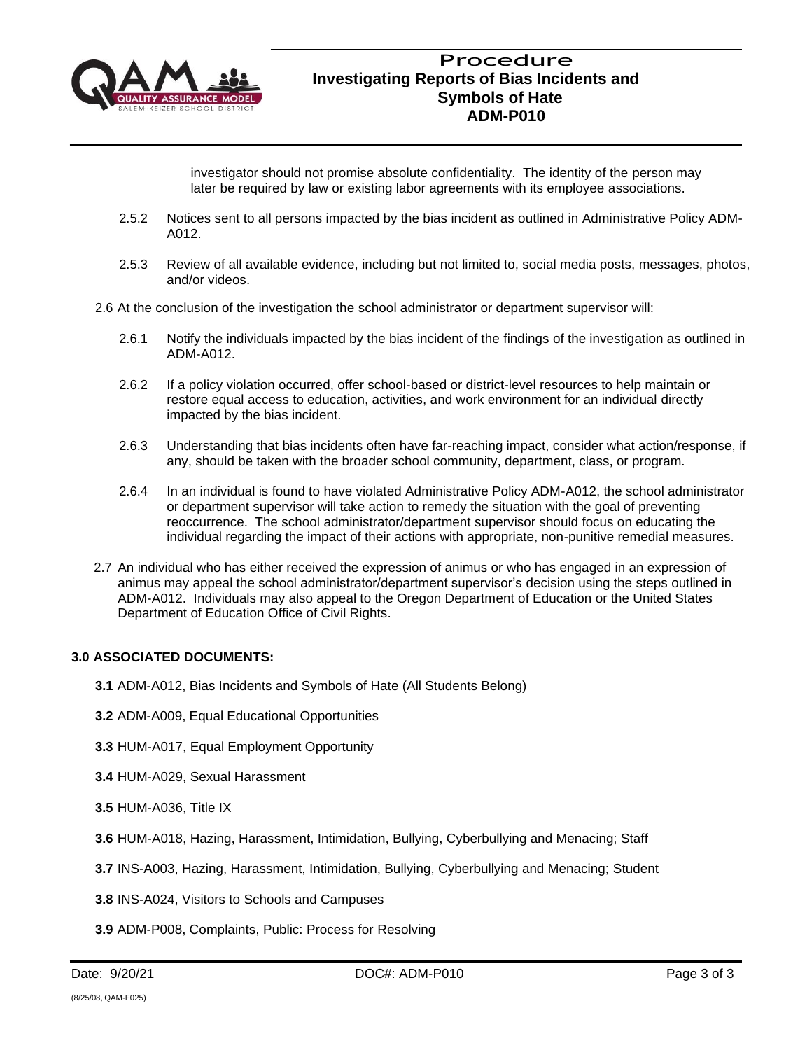investigator should not promise absolute confidentiality. The identity of the person may later be required by law or existing labor agreements with its employee associations.

2.5.2 Notices sent to all persons impacted by the bias incident as outlined in Administrative Policy ADM-A012.

2.5.3 Review of all available evidence, including but not limited to, social media posts, messages, photos, and/or videos.

2.6 At the conclusion of the investigation the school administrator or department supervisor will:

2.6.1 Notify the individuals impacted by the bias incident of the findings of the investigation as outlined in ADM-A012.

2.6.2 If a policy violation occurred, offer school-based or district-level resources to help maintain or restore equal access to education, activities, and work environment for an individual directly impacted by the bias incident.

2.6.3 Understanding that bias incidents often have far-reaching impact, consider what action/response, if any, should be taken with the broader school community, department, class, or program.

2.6.4 In an individual is found to have violated Administrative Policy ADM-A012, the school administrator or department supervisor will take action to remedy the situation with the goal of preventing reoccurrence. The school administrator/department supervisor should focus on educating the individual regarding the impact of their actions with appropriate, non-punitive remedial measures.

2.7 An individual who has either received the expression of animus or who has engaged in an expression of animus may appeal the school administrator/department supervisor's decision using the steps outlined in ADM-A012. Individuals may also appeal to the Oregon Department of Education or the United States Department of Education Office of Civil Rights.

## 3.0 ASSOCIATED DOCUMENTS:

**3.1** ADM-A012, Bias Incidents and Symbols of Hate (All Students Belong)

**3.2** ADM-A009, Equal Educational Opportunities

**3.3** HUM-A017, Equal Employment Opportunity

**3.4** HUM-A029, Sexual Harassment

**3.5** HUM-A036, Title IX

**3.6** HUM-A018, Hazing, Harassment, Intimidation, Bullying, Cyberbullying and Menacing; Staff

**3.7** INS-A003, Hazing, Harassment, Intimidation, Bullying, Cyberbullying and Menacing; Student

**3.8** INS-A024, Visitors to Schools and Campuses

**3.9** ADM-P008, Complaints, Public: Process for Resolving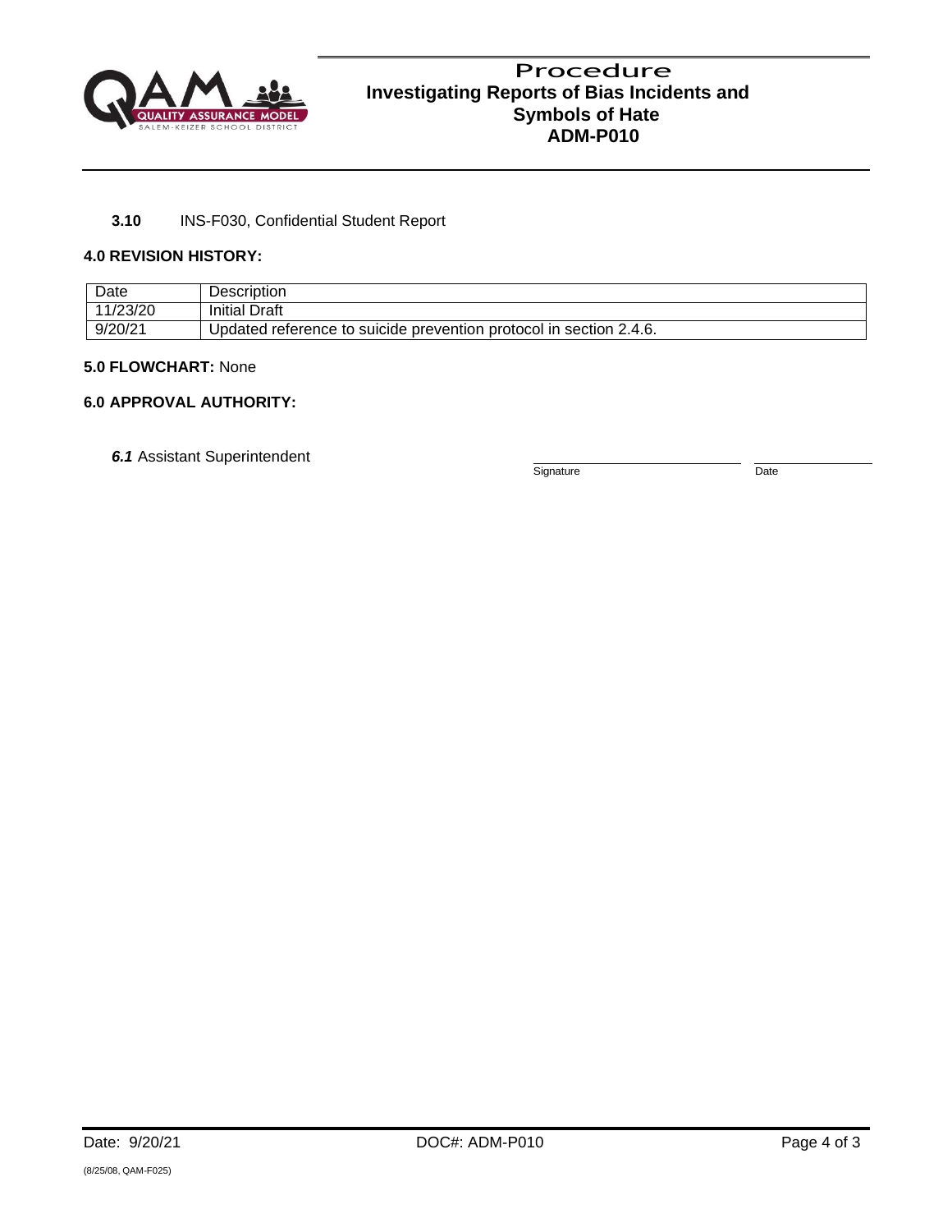**3.10** INS-F030, Confidential Student Report

## 4.0 REVISION HISTORY:

| Date | Description |
|---|---|
| 11/23/20 | Initial Draft |
| 9/20/21 | Updated reference to suicide prevention protocol in section 2.4.6. |

## 5.0 FLOWCHART: None

## 6.0 APPROVAL AUTHORITY:

***6.1*** Assistant Superintendent

Signature ____________________ Date ____________

(8/25/08, QAM-F025)